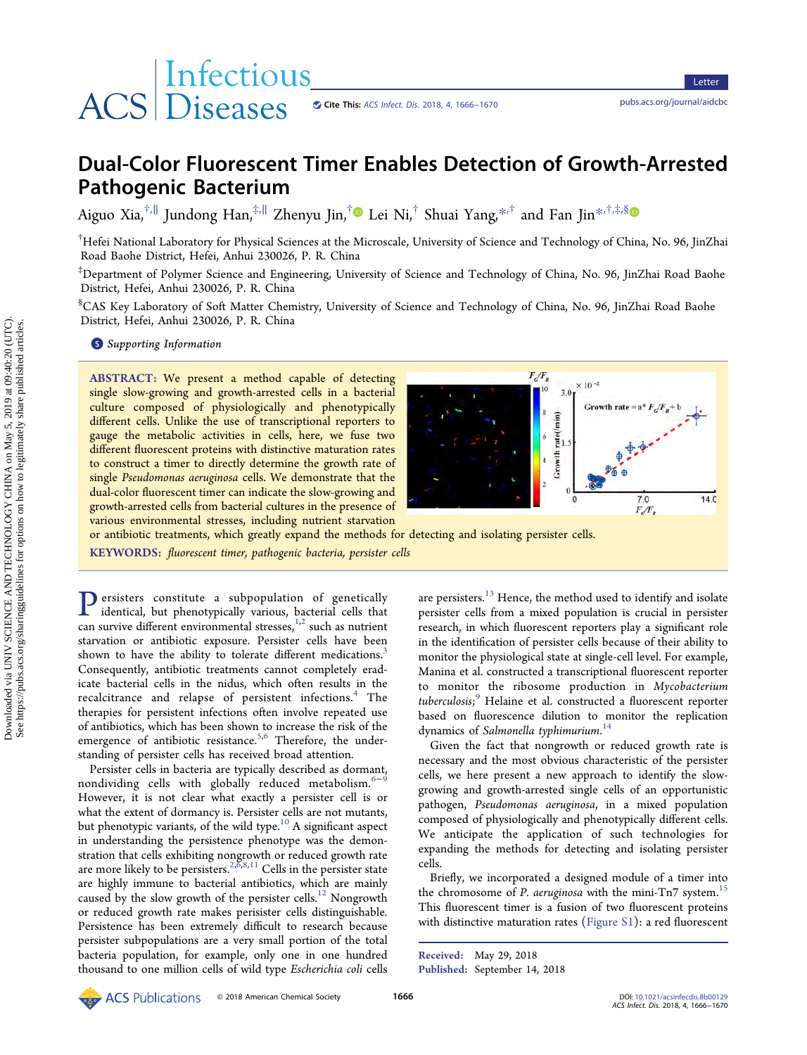# Dual-Color Fluorescent Timer Enables Detection of Growth-Arrested Pathogenic Bacterium

Aiguo Xia,[†,∥] Jundong Han,[‡,∥] Zhenyu Jin,[†] Lei Ni,[†] Shuai Yang,[*,†] and Fan Jin[*,†,‡,§]

[†]Hefei National Laboratory for Physical Sciences at the Microscale, University of Science and Technology of China, No. 96, JinZhai Road Baohe District, Hefei, Anhui 230026, P. R. China

[‡]Department of Polymer Science and Engineering, University of Science and Technology of China, No. 96, JinZhai Road Baohe District, Hefei, Anhui 230026, P. R. China

[§]CAS Key Laboratory of Soft Matter Chemistry, University of Science and Technology of China, No. 96, JinZhai Road Baohe District, Hefei, Anhui 230026, P. R. China

Supporting Information

**ABSTRACT:** We present a method capable of detecting single slow-growing and growth-arrested cells in a bacterial culture composed of physiologically and phenotypically different cells. Unlike the use of transcriptional reporters to gauge the metabolic activities in cells, here, we fuse two different fluorescent proteins with distinctive maturation rates to construct a timer to directly determine the growth rate of single *Pseudomonas aeruginosa* cells. We demonstrate that the dual-color fluorescent timer can indicate the slow-growing and growth-arrested cells from bacterial cultures in the presence of various environmental stresses, including nutrient starvation or antibiotic treatments, which greatly expand the methods for detecting and isolating persister cells.

**KEYWORDS:** *fluorescent timer, pathogenic bacteria, persister cells*

Persisters constitute a subpopulation of genetically identical, but phenotypically various, bacterial cells that can survive different environmental stresses,[1,2] such as nutrient starvation or antibiotic exposure. Persister cells have been shown to have the ability to tolerate different medications.[3] Consequently, antibiotic treatments cannot completely eradicate bacterial cells in the nidus, which often results in the recalcitrance and relapse of persistent infections.[4] The therapies for persistent infections often involve repeated use of antibiotics, which has been shown to increase the risk of the emergence of antibiotic resistance.[5,6] Therefore, the understanding of persister cells has received broad attention.

Persister cells in bacteria are typically described as dormant, nondividing cells with globally reduced metabolism.[6−9] However, it is not clear what exactly a persister cell is or what the extent of dormancy is. Persister cells are not mutants, but phenotypic variants, of the wild type.[10] A significant aspect in understanding the persistence phenotype was the demonstration that cells exhibiting nongrowth or reduced growth rate are more likely to be persisters.[2,6,8,11] Cells in the persister state are highly immune to bacterial antibiotics, which are mainly caused by the slow growth of the persister cells.[12] Nongrowth or reduced growth rate makes persister cells distinguishable. Persistence has been extremely difficult to research because persister subpopulations are a very small portion of the total bacteria population, for example, only one in one hundred thousand to one million cells of wild type *Escherichia coli* cells are persisters.[13] Hence, the method used to identify and isolate persister cells from a mixed population is crucial in persister research, in which fluorescent reporters play a significant role in the identification of persister cells because of their ability to monitor the physiological state at single-cell level. For example, Manina et al. constructed a transcriptional fluorescent reporter to monitor the ribosome production in *Mycobacterium tuberculosis*;[9] Helaine et al. constructed a fluorescent reporter based on fluorescence dilution to monitor the replication dynamics of *Salmonella typhimurium*.[14]

Given the fact that nongrowth or reduced growth rate is necessary and the most obvious characteristic of the persister cells, we here present a new approach to identify the slow-growing and growth-arrested single cells of an opportunistic pathogen, *Pseudomonas aeruginosa*, in a mixed population composed of physiologically and phenotypically different cells. We anticipate the application of such technologies for expanding the methods for detecting and isolating persister cells.

Briefly, we incorporated a designed module of a timer into the chromosome of *P. aeruginosa* with the mini-Tn7 system.[15] This fluorescent timer is a fusion of two fluorescent proteins with distinctive maturation rates (Figure S1): a red fluorescent

Received: May 29, 2018
Published: September 14, 2018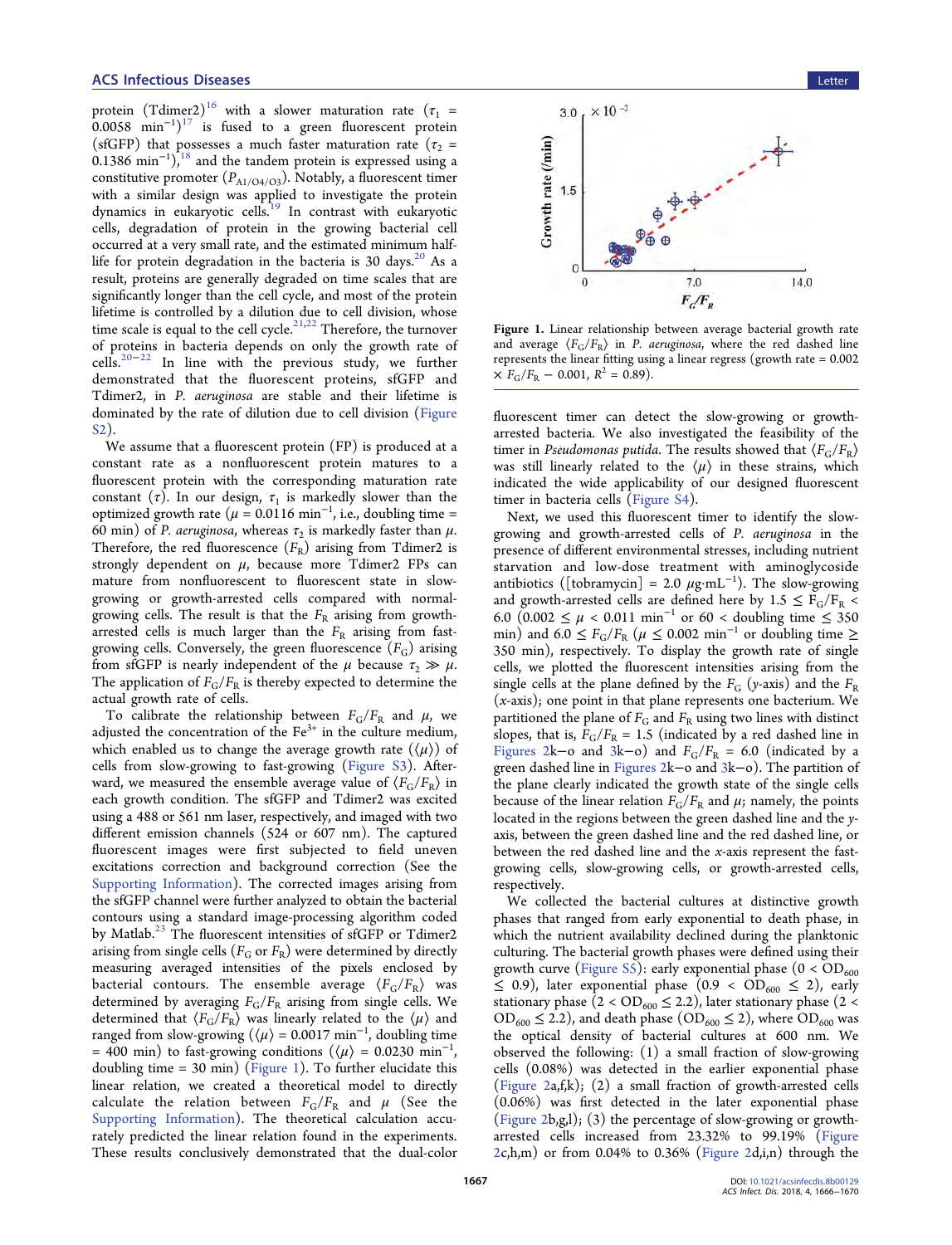protein (Tdimer2)[16] with a slower maturation rate ($\tau_1$ = 0.0058 min$^{-1}$)[17] is fused to a green fluorescent protein (sfGFP) that possesses a much faster maturation rate ($\tau_2$ = 0.1386 min$^{-1}$),[18] and the tandem protein is expressed using a constitutive promoter ($P_{A1/O4/O3}$). Notably, a fluorescent timer with a similar design was applied to investigate the protein dynamics in eukaryotic cells.[19] In contrast with eukaryotic cells, degradation of protein in the growing bacterial cell occurred at a very small rate, and the estimated minimum half-life for protein degradation in the bacteria is 30 days.[20] As a result, proteins are generally degraded on time scales that are significantly longer than the cell cycle, and most of the protein lifetime is controlled by a dilution due to cell division, whose time scale is equal to the cell cycle.[21,22] Therefore, the turnover of proteins in bacteria depends on only the growth rate of cells.[20−22] In line with the previous study, we further demonstrated that the fluorescent proteins, sfGFP and Tdimer2, in *P. aeruginosa* are stable and their lifetime is dominated by the rate of dilution due to cell division (Figure S2).

We assume that a fluorescent protein (FP) is produced at a constant rate as a nonfluorescent protein matures to a fluorescent protein with the corresponding maturation rate constant ($\tau$). In our design, $\tau_1$ is markedly slower than the optimized growth rate ($\mu$ = 0.0116 min$^{-1}$, i.e., doubling time = 60 min) of *P. aeruginosa*, whereas $\tau_2$ is markedly faster than $\mu$. Therefore, the red fluorescence ($F_R$) arising from Tdimer2 is strongly dependent on $\mu$, because more Tdimer2 FPs can mature from nonfluorescent to fluorescent state in slow-growing or growth-arrested cells compared with normal-growing cells. The result is that the $F_R$ arising from growth-arrested cells is much larger than the $F_R$ arising from fast-growing cells. Conversely, the green fluorescence ($F_G$) arising from sfGFP is nearly independent of the $\mu$ because $\tau_2 \gg \mu$. The application of $F_G/F_R$ is thereby expected to determine the actual growth rate of cells.

To calibrate the relationship between $F_G/F_R$ and $\mu$, we adjusted the concentration of the $Fe^{3+}$ in the culture medium, which enabled us to change the average growth rate ($\langle\mu\rangle$) of cells from slow-growing to fast-growing (Figure S3). Afterward, we measured the ensemble average value of $\langle F_G/F_R\rangle$ in each growth condition. The sfGFP and Tdimer2 was excited using a 488 or 561 nm laser, respectively, and imaged with two different emission channels (524 or 607 nm). The captured fluorescent images were first subjected to field uneven excitations correction and background correction (See the Supporting Information). The corrected images arising from the sfGFP channel were further analyzed to obtain the bacterial contours using a standard image-processing algorithm coded by Matlab.[23] The fluorescent intensities of sfGFP or Tdimer2 arising from single cells ($F_G$ or $F_R$) were determined by directly measuring averaged intensities of the pixels enclosed by bacterial contours. The ensemble average $\langle F_G/F_R\rangle$ was determined by averaging $F_G/F_R$ arising from single cells. We determined that $\langle F_G/F_R\rangle$ was linearly related to the $\langle\mu\rangle$ and ranged from slow-growing ($\langle\mu\rangle$ = 0.0017 min$^{-1}$, doubling time = 400 min) to fast-growing conditions ($\langle\mu\rangle$ = 0.0230 min$^{-1}$, doubling time = 30 min) (Figure 1). To further elucidate this linear relation, we created a theoretical model to directly calculate the relation between $F_G/F_R$ and $\mu$ (See the Supporting Information). The theoretical calculation accurately predicted the linear relation found in the experiments. These results conclusively demonstrated that the dual-color fluorescent timer can detect the slow-growing or growth-arrested bacteria. We also investigated the feasibility of the timer in *Pseudomonas putida*. The results showed that $\langle F_G/F_R\rangle$ was still linearly related to the $\langle\mu\rangle$ in these strains, which indicated the wide applicability of our designed fluorescent timer in bacteria cells (Figure S4).

Figure 1. Linear relationship between average bacterial growth rate and average $\langle F_G/F_R\rangle$ in *P. aeruginosa*, where the red dashed line represents the linear fitting using a linear regress (growth rate = 0.002 × $F_G/F_R$ − 0.001, $R^2$ = 0.89).

Next, we used this fluorescent timer to identify the slow-growing and growth-arrested cells of *P. aeruginosa* in the presence of different environmental stresses, including nutrient starvation and low-dose treatment with aminoglycoside antibiotics ([tobramycin] = 2.0 $\mu$g·mL$^{-1}$). The slow-growing and growth-arrested cells are defined here by 1.5 ≤ $F_G/F_R$ < 6.0 (0.002 ≤ $\mu$ < 0.011 min$^{-1}$ or 60 < doubling time ≤ 350 min) and 6.0 ≤ $F_G/F_R$ ($\mu$ ≤ 0.002 min$^{-1}$ or doubling time ≥ 350 min), respectively. To display the growth rate of single cells, we plotted the fluorescent intensities arising from the single cells at the plane defined by the $F_G$ (*y*-axis) and the $F_R$ (*x*-axis); one point in that plane represents one bacterium. We partitioned the plane of $F_G$ and $F_R$ using two lines with distinct slopes, that is, $F_G/F_R$ = 1.5 (indicated by a red dashed line in Figures 2k−o and 3k−o) and $F_G/F_R$ = 6.0 (indicated by a green dashed line in Figures 2k−o and 3k−o). The partition of the plane clearly indicated the growth state of the single cells because of the linear relation $F_G/F_R$ and $\mu$; namely, the points located in the regions between the green dashed line and the *y*-axis, between the green dashed line and the red dashed line, or between the red dashed line and the *x*-axis represent the fast-growing cells, slow-growing cells, or growth-arrested cells, respectively.

We collected the bacterial cultures at distinctive growth phases that ranged from early exponential to death phase, in which the nutrient availability declined during the planktonic culturing. The bacterial growth phases were defined using their growth curve (Figure S5): early exponential phase (0 < $OD_{600}$ ≤ 0.9), later exponential phase (0.9 < $OD_{600}$ ≤ 2), early stationary phase (2 < $OD_{600}$ ≤ 2.2), later stationary phase (2 < $OD_{600}$ ≤ 2.2), and death phase ($OD_{600}$ ≤ 2), where $OD_{600}$ was the optical density of bacterial cultures at 600 nm. We observed the following: (1) a small fraction of slow-growing cells (0.08%) was detected in the earlier exponential phase (Figure 2a,f,k); (2) a small fraction of growth-arrested cells (0.06%) was first detected in the later exponential phase (Figure 2b,g,l); (3) the percentage of slow-growing or growth-arrested cells increased from 23.32% to 99.19% (Figure 2c,h,m) or from 0.04% to 0.36% (Figure 2d,i,n) through the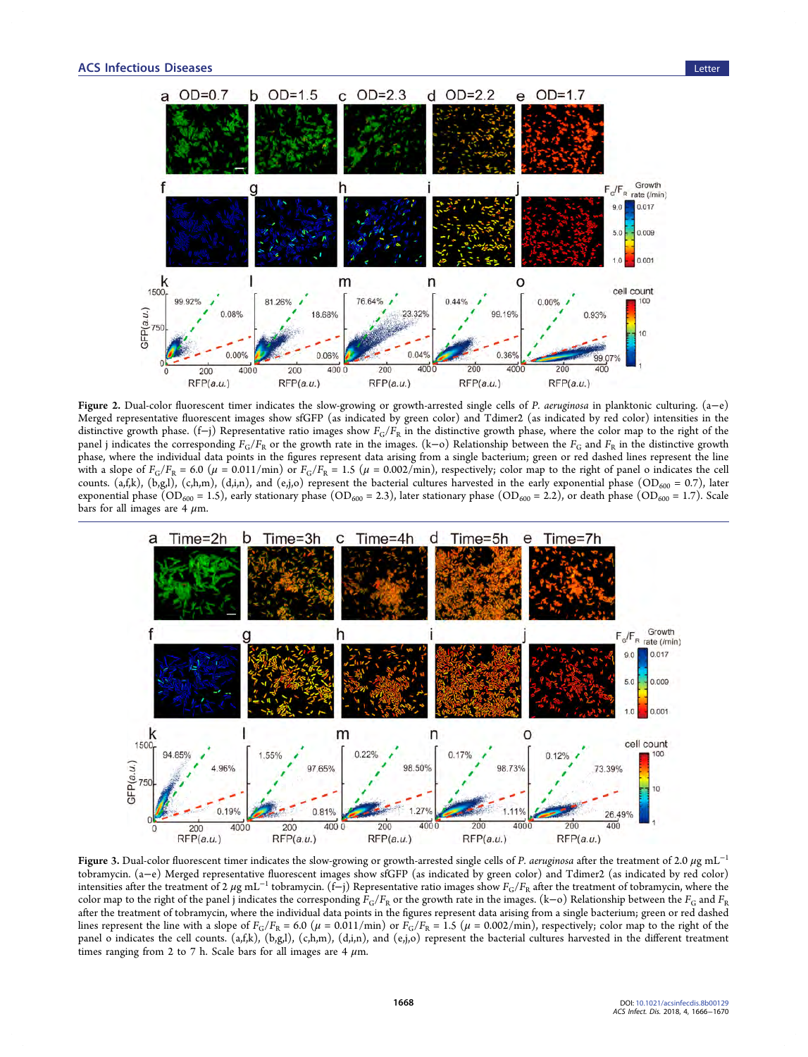**Figure 2.** Dual-color fluorescent timer indicates the slow-growing or growth-arrested single cells of *P. aeruginosa* in planktonic culturing. (a−e) Merged representative fluorescent images show sfGFP (as indicated by green color) and Tdimer2 (as indicated by red color) intensities in the distinctive growth phase. (f−j) Representative ratio images show $F_G/F_R$ in the distinctive growth phase, where the color map to the right of the panel j indicates the corresponding $F_G/F_R$ or the growth rate in the images. (k−o) Relationship between the $F_G$ and $F_R$ in the distinctive growth phase, where the individual data points in the figures represent data arising from a single bacterium; green or red dashed lines represent the line with a slope of $F_G/F_R = 6.0$ ($\mu = 0.011$/min) or $F_G/F_R = 1.5$ ($\mu = 0.002$/min), respectively; color map to the right of panel o indicates the cell counts. (a,f,k), (b,g,l), (c,h,m), (d,i,n), and (e,j,o) represent the bacterial cultures harvested in the early exponential phase ($OD_{600} = 0.7$), later exponential phase ($OD_{600} = 1.5$), early stationary phase ($OD_{600} = 2.3$), later stationary phase ($OD_{600} = 2.2$), or death phase ($OD_{600} = 1.7$). Scale bars for all images are 4 $\mu$m.

**Figure 3.** Dual-color fluorescent timer indicates the slow-growing or growth-arrested single cells of *P. aeruginosa* after the treatment of 2.0 $\mu$g mL$^{-1}$ tobramycin. (a−e) Merged representative fluorescent images show sfGFP (as indicated by green color) and Tdimer2 (as indicated by red color) intensities after the treatment of 2 $\mu$g mL$^{-1}$ tobramycin. (f−j) Representative ratio images show $F_G/F_R$ after the treatment of tobramycin, where the color map to the right of the panel j indicates the corresponding $F_G/F_R$ or the growth rate in the images. (k−o) Relationship between the $F_G$ and $F_R$ after the treatment of tobramycin, where the individual data points in the figures represent data arising from a single bacterium; green or red dashed lines represent the line with a slope of $F_G/F_R = 6.0$ ($\mu = 0.011$/min) or $F_G/F_R = 1.5$ ($\mu = 0.002$/min), respectively; color map to the right of the panel o indicates the cell counts. (a,f,k), (b,g,l), (c,h,m), (d,i,n), and (e,j,o) represent the bacterial cultures harvested in the different treatment times ranging from 2 to 7 h. Scale bars for all images are 4 $\mu$m.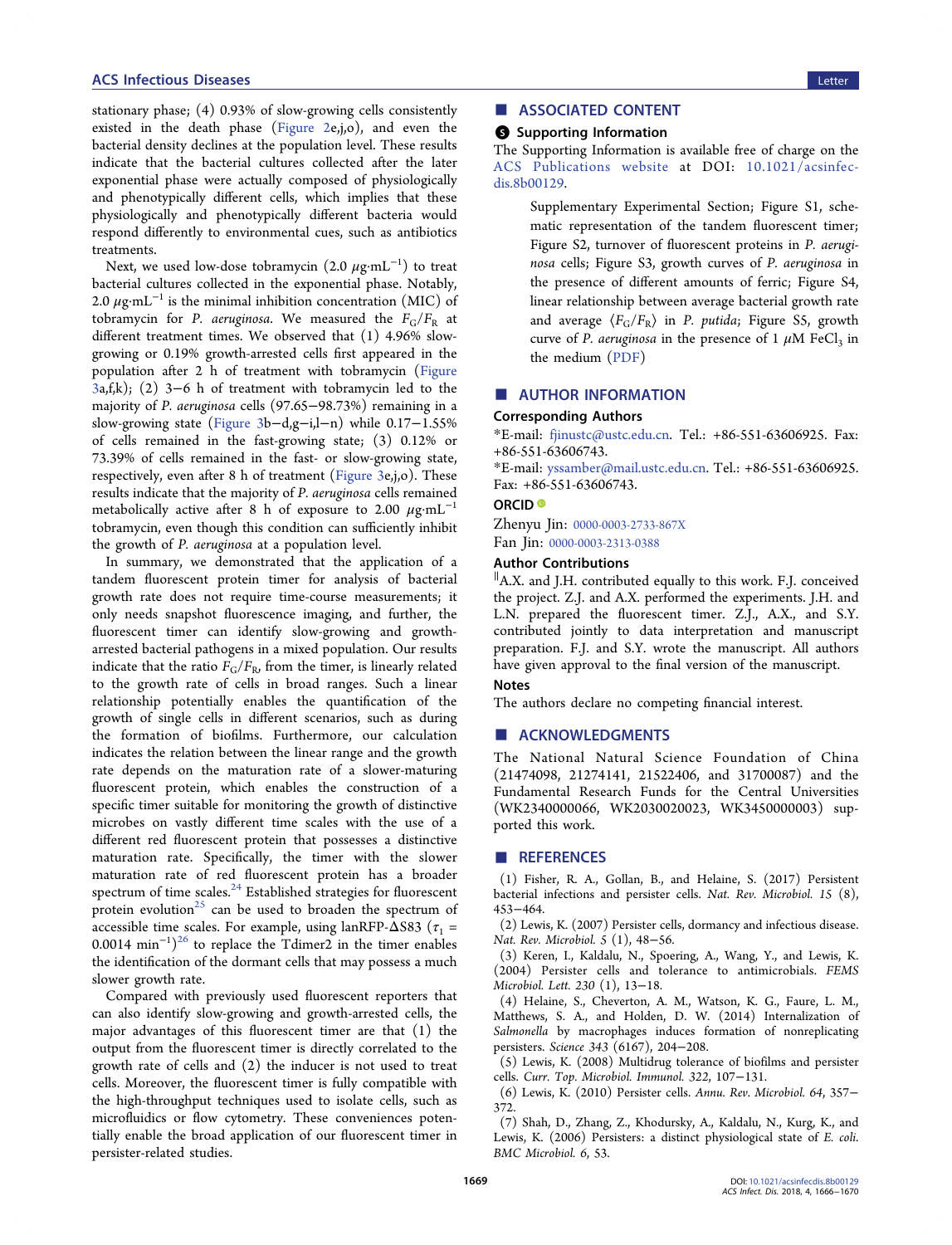stationary phase; (4) 0.93% of slow-growing cells consistently existed in the death phase (Figure 2e,j,o), and even the bacterial density declines at the population level. These results indicate that the bacterial cultures collected after the later exponential phase were actually composed of physiologically and phenotypically different cells, which implies that these physiologically and phenotypically different bacteria would respond differently to environmental cues, such as antibiotics treatments.

Next, we used low-dose tobramycin (2.0 $\mu$g·mL$^{-1}$) to treat bacterial cultures collected in the exponential phase. Notably, 2.0 $\mu$g·mL$^{-1}$ is the minimal inhibition concentration (MIC) of tobramycin for *P. aeruginosa*. We measured the $F_G/F_R$ at different treatment times. We observed that (1) 4.96% slow-growing or 0.19% growth-arrested cells first appeared in the population after 2 h of treatment with tobramycin (Figure 3a,f,k); (2) 3−6 h of treatment with tobramycin led to the majority of *P. aeruginosa* cells (97.65−98.73%) remaining in a slow-growing state (Figure 3b−d,g−i,l−n) while 0.17−1.55% of cells remained in the fast-growing state; (3) 0.12% or 73.39% of cells remained in the fast- or slow-growing state, respectively, even after 8 h of treatment (Figure 3e,j,o). These results indicate that the majority of *P. aeruginosa* cells remained metabolically active after 8 h of exposure to 2.00 $\mu$g·mL$^{-1}$ tobramycin, even though this condition can sufficiently inhibit the growth of *P. aeruginosa* at a population level.

In summary, we demonstrated that the application of a tandem fluorescent protein timer for analysis of bacterial growth rate does not require time-course measurements; it only needs snapshot fluorescence imaging, and further, the fluorescent timer can identify slow-growing and growth-arrested bacterial pathogens in a mixed population. Our results indicate that the ratio $F_G/F_R$, from the timer, is linearly related to the growth rate of cells in broad ranges. Such a linear relationship potentially enables the quantification of the growth of single cells in different scenarios, such as during the formation of biofilms. Furthermore, our calculation indicates the relation between the linear range and the growth rate depends on the maturation rate of a slower-maturing fluorescent protein, which enables the construction of a specific timer suitable for monitoring the growth of distinctive microbes on vastly different time scales with the use of a different red fluorescent protein that possesses a distinctive maturation rate. Specifically, the timer with the slower maturation rate of red fluorescent protein has a broader spectrum of time scales.[24] Established strategies for fluorescent protein evolution[25] can be used to broaden the spectrum of accessible time scales. For example, using lanRFP-ΔS83 ($\tau_1$ = 0.0014 min$^{-1}$)[26] to replace the Tdimer2 in the timer enables the identification of the dormant cells that may possess a much slower growth rate.

Compared with previously used fluorescent reporters that can also identify slow-growing and growth-arrested cells, the major advantages of this fluorescent timer are that (1) the output from the fluorescent timer is directly correlated to the growth rate of cells and (2) the inducer is not used to treat cells. Moreover, the fluorescent timer is fully compatible with the high-throughput techniques used to isolate cells, such as microfluidics or flow cytometry. These conveniences potentially enable the broad application of our fluorescent timer in persister-related studies.

## ■ ASSOCIATED CONTENT

### Supporting Information

The Supporting Information is available free of charge on the ACS Publications website at DOI: 10.1021/acsinfecdis.8b00129.

> Supplementary Experimental Section; Figure S1, schematic representation of the tandem fluorescent timer; Figure S2, turnover of fluorescent proteins in *P. aeruginosa* cells; Figure S3, growth curves of *P. aeruginosa* in the presence of different amounts of ferric; Figure S4, linear relationship between average bacterial growth rate and average ⟨$F_G/F_R$⟩ in *P. putida*; Figure S5, growth curve of *P. aeruginosa* in the presence of 1 $\mu$M $FeCl_3$ in the medium (PDF)

## ■ AUTHOR INFORMATION

### Corresponding Authors

*E-mail: fjinustc@ustc.edu.cn. Tel.: +86-551-63606925. Fax: +86-551-63606743.

*E-mail: yssamber@mail.ustc.edu.cn. Tel.: +86-551-63606925. Fax: +86-551-63606743.

### ORCID

Zhenyu Jin: 0000-0003-2733-867X

Fan Jin: 0000-0003-2313-0388

### Author Contributions

[‖]A.X. and J.H. contributed equally to this work. F.J. conceived the project. Z.J. and A.X. performed the experiments. J.H. and L.N. prepared the fluorescent timer. Z.J., A.X., and S.Y. contributed jointly to data interpretation and manuscript preparation. F.J. and S.Y. wrote the manuscript. All authors have given approval to the final version of the manuscript.

### Notes

The authors declare no competing financial interest.

## ■ ACKNOWLEDGMENTS

The National Natural Science Foundation of China (21474098, 21274141, 21522406, and 31700087) and the Fundamental Research Funds for the Central Universities (WK2340000066, WK2030020023, WK3450000003) supported this work.

## ■ REFERENCES

(1) Fisher, R. A., Gollan, B., and Helaine, S. (2017) Persistent bacterial infections and persister cells. *Nat. Rev. Microbiol. 15* (8), 453−464.

(2) Lewis, K. (2007) Persister cells, dormancy and infectious disease. *Nat. Rev. Microbiol. 5* (1), 48−56.

(3) Keren, I., Kaldalu, N., Spoering, A., Wang, Y., and Lewis, K. (2004) Persister cells and tolerance to antimicrobials. *FEMS Microbiol. Lett. 230* (1), 13−18.

(4) Helaine, S., Cheverton, A. M., Watson, K. G., Faure, L. M., Matthews, S. A., and Holden, D. W. (2014) Internalization of *Salmonella* by macrophages induces formation of nonreplicating persisters. *Science 343* (6167), 204−208.

(5) Lewis, K. (2008) Multidrug tolerance of biofilms and persister cells. *Curr. Top. Microbiol. Immunol. 322*, 107−131.

(6) Lewis, K. (2010) Persister cells. *Annu. Rev. Microbiol. 64*, 357−372.

(7) Shah, D., Zhang, Z., Khodursky, A., Kaldalu, N., Kurg, K., and Lewis, K. (2006) Persisters: a distinct physiological state of *E. coli*. *BMC Microbiol. 6*, 53.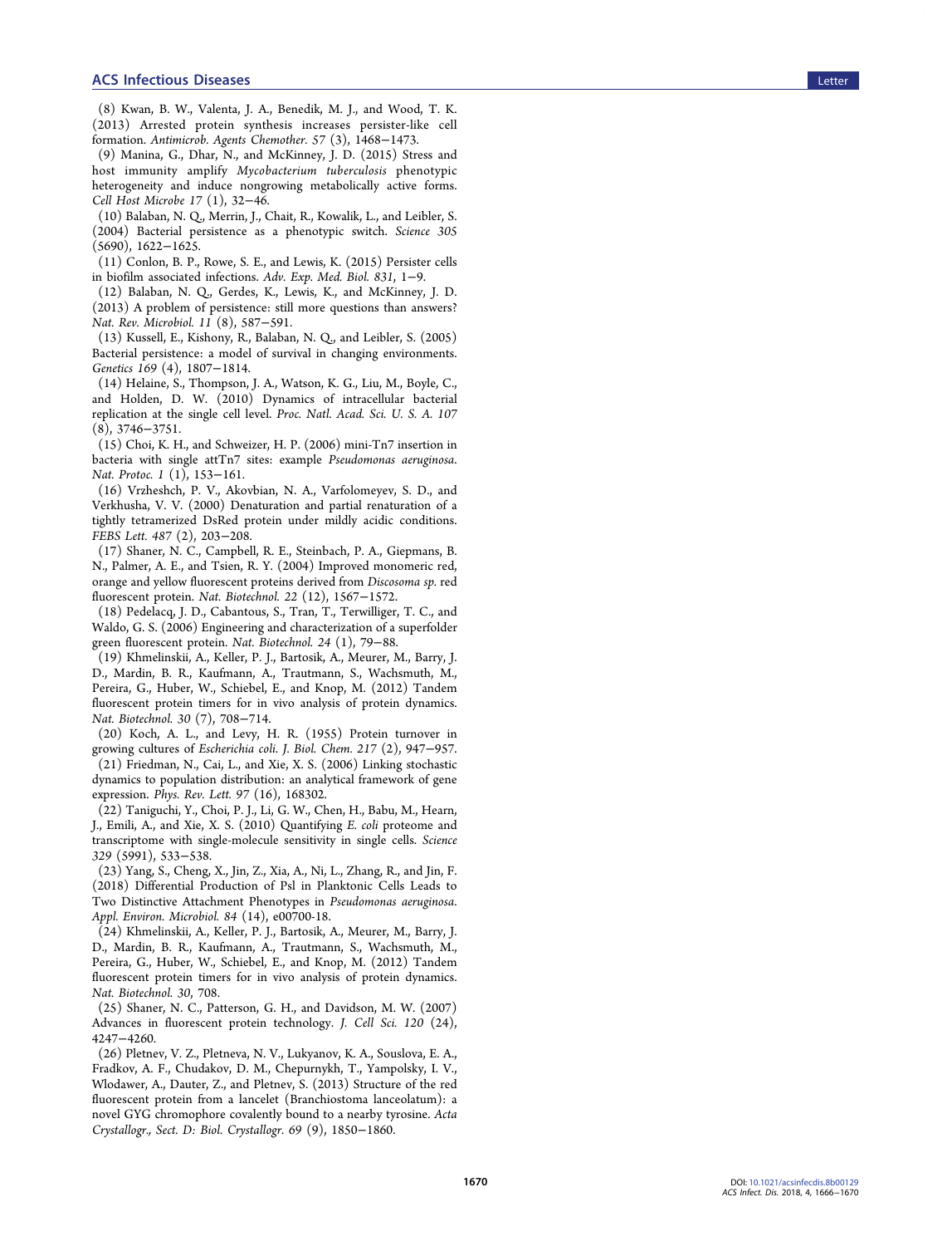(8) Kwan, B. W., Valenta, J. A., Benedik, M. J., and Wood, T. K. (2013) Arrested protein synthesis increases persister-like cell formation. *Antimicrob. Agents Chemother. 57* (3), 1468−1473.

(9) Manina, G., Dhar, N., and McKinney, J. D. (2015) Stress and host immunity amplify *Mycobacterium tuberculosis* phenotypic heterogeneity and induce nongrowing metabolically active forms. *Cell Host Microbe 17* (1), 32−46.

(10) Balaban, N. Q., Merrin, J., Chait, R., Kowalik, L., and Leibler, S. (2004) Bacterial persistence as a phenotypic switch. *Science 305* (5690), 1622−1625.

(11) Conlon, B. P., Rowe, S. E., and Lewis, K. (2015) Persister cells in biofilm associated infections. *Adv. Exp. Med. Biol. 831*, 1−9.

(12) Balaban, N. Q., Gerdes, K., Lewis, K., and McKinney, J. D. (2013) A problem of persistence: still more questions than answers? *Nat. Rev. Microbiol. 11* (8), 587−591.

(13) Kussell, E., Kishony, R., Balaban, N. Q., and Leibler, S. (2005) Bacterial persistence: a model of survival in changing environments. *Genetics 169* (4), 1807−1814.

(14) Helaine, S., Thompson, J. A., Watson, K. G., Liu, M., Boyle, C., and Holden, D. W. (2010) Dynamics of intracellular bacterial replication at the single cell level. *Proc. Natl. Acad. Sci. U. S. A. 107* (8), 3746−3751.

(15) Choi, K. H., and Schweizer, H. P. (2006) mini-Tn7 insertion in bacteria with single attTn7 sites: example *Pseudomonas aeruginosa*. *Nat. Protoc. 1* (1), 153−161.

(16) Vrzheshch, P. V., Akovbian, N. A., Varfolomeyev, S. D., and Verkhusha, V. V. (2000) Denaturation and partial renaturation of a tightly tetramerized DsRed protein under mildly acidic conditions. *FEBS Lett. 487* (2), 203−208.

(17) Shaner, N. C., Campbell, R. E., Steinbach, P. A., Giepmans, B. N., Palmer, A. E., and Tsien, R. Y. (2004) Improved monomeric red, orange and yellow fluorescent proteins derived from *Discosoma sp.* red fluorescent protein. *Nat. Biotechnol. 22* (12), 1567−1572.

(18) Pedelacq, J. D., Cabantous, S., Tran, T., Terwilliger, T. C., and Waldo, G. S. (2006) Engineering and characterization of a superfolder green fluorescent protein. *Nat. Biotechnol. 24* (1), 79−88.

(19) Khmelinskii, A., Keller, P. J., Bartosik, A., Meurer, M., Barry, J. D., Mardin, B. R., Kaufmann, A., Trautmann, S., Wachsmuth, M., Pereira, G., Huber, W., Schiebel, E., and Knop, M. (2012) Tandem fluorescent protein timers for in vivo analysis of protein dynamics. *Nat. Biotechnol. 30* (7), 708−714.

(20) Koch, A. L., and Levy, H. R. (1955) Protein turnover in growing cultures of *Escherichia coli*. *J. Biol. Chem. 217* (2), 947−957.

(21) Friedman, N., Cai, L., and Xie, X. S. (2006) Linking stochastic dynamics to population distribution: an analytical framework of gene expression. *Phys. Rev. Lett. 97* (16), 168302.

(22) Taniguchi, Y., Choi, P. J., Li, G. W., Chen, H., Babu, M., Hearn, J., Emili, A., and Xie, X. S. (2010) Quantifying *E. coli* proteome and transcriptome with single-molecule sensitivity in single cells. *Science 329* (5991), 533−538.

(23) Yang, S., Cheng, X., Jin, Z., Xia, A., Ni, L., Zhang, R., and Jin, F. (2018) Differential Production of Psl in Planktonic Cells Leads to Two Distinctive Attachment Phenotypes in *Pseudomonas aeruginosa*. *Appl. Environ. Microbiol. 84* (14), e00700-18.

(24) Khmelinskii, A., Keller, P. J., Bartosik, A., Meurer, M., Barry, J. D., Mardin, B. R., Kaufmann, A., Trautmann, S., Wachsmuth, M., Pereira, G., Huber, W., Schiebel, E., and Knop, M. (2012) Tandem fluorescent protein timers for in vivo analysis of protein dynamics. *Nat. Biotechnol. 30*, 708.

(25) Shaner, N. C., Patterson, G. H., and Davidson, M. W. (2007) Advances in fluorescent protein technology. *J. Cell Sci. 120* (24), 4247−4260.

(26) Pletnev, V. Z., Pletneva, N. V., Lukyanov, K. A., Souslova, E. A., Fradkov, A. F., Chudakov, D. M., Chepurnykh, T., Yampolsky, I. V., Wlodawer, A., Dauter, Z., and Pletnev, S. (2013) Structure of the red fluorescent protein from a lancelet (Branchiostoma lanceolatum): a novel GYG chromophore covalently bound to a nearby tyrosine. *Acta Crystallogr., Sect. D: Biol. Crystallogr. 69* (9), 1850−1860.